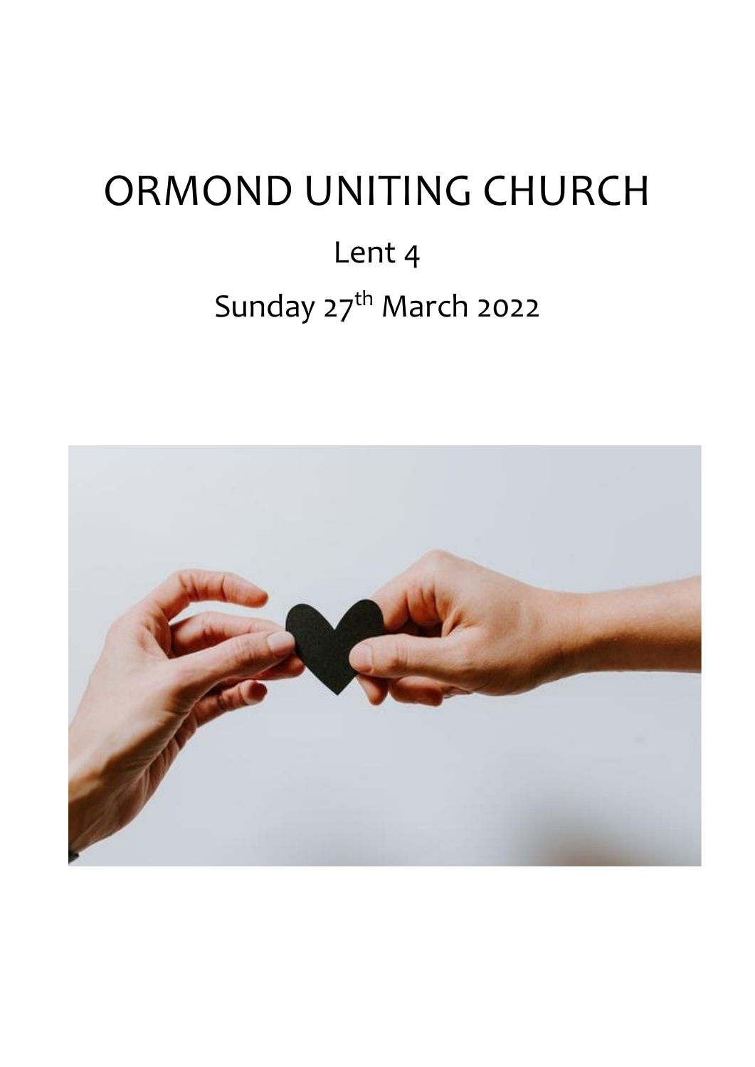# ORMOND UNITING CHURCH

## Lent 4

## Sunday 27th March 2022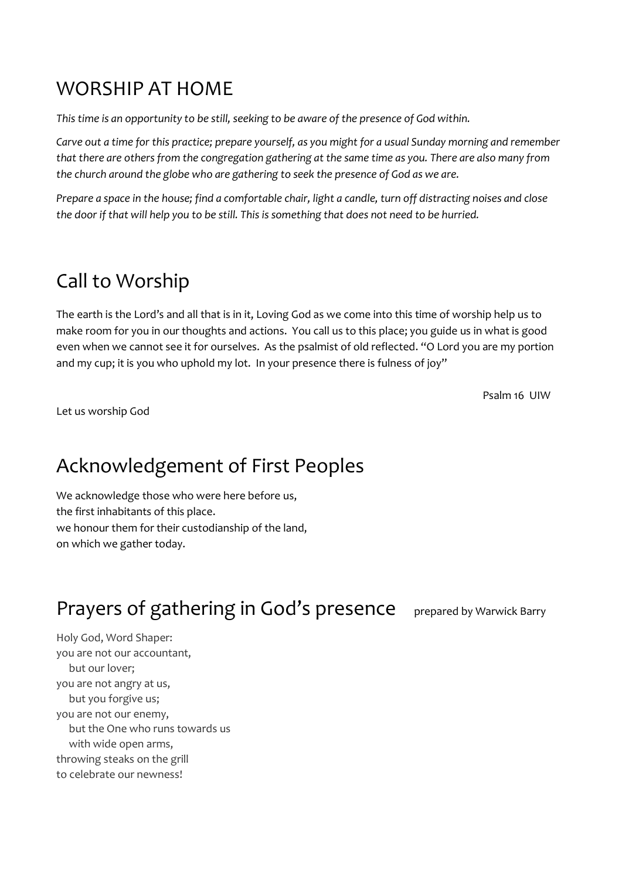# WORSHIP AT HOME

*This time is an opportunity to be still, seeking to be aware of the presence of God within.*

*Carve out a time for this practice; prepare yourself, as you might for a usual Sunday morning and remember that there are others from the congregation gathering at the same time as you. There are also many from the church around the globe who are gathering to seek the presence of God as we are.*

*Prepare a space in the house; find a comfortable chair, light a candle, turn off distracting noises and close the door if that will help you to be still. This is something that does not need to be hurried.*

# Call to Worship

The earth is the Lord's and all that is in it, Loving God as we come into this time of worship help us to make room for you in our thoughts and actions. You call us to this place; you guide us in what is good even when we cannot see it for ourselves. As the psalmist of old reflected. "O Lord you are my portion and my cup; it is you who uphold my lot. In your presence there is fulness of joy"

Psalm 16 UIW

Let us worship God

# Acknowledgement of First Peoples

We acknowledge those who were here before us,
the first inhabitants of this place.
we honour them for their custodianship of the land,
on which we gather today.

# Prayers of gathering in God's presence

prepared by Warwick Barry

Holy God, Word Shaper:
you are not our accountant,
&nbsp;&nbsp;&nbsp;but our lover;
you are not angry at us,
&nbsp;&nbsp;&nbsp;but you forgive us;
you are not our enemy,
&nbsp;&nbsp;&nbsp;but the One who runs towards us
&nbsp;&nbsp;&nbsp;with wide open arms,
throwing steaks on the grill
to celebrate our newness!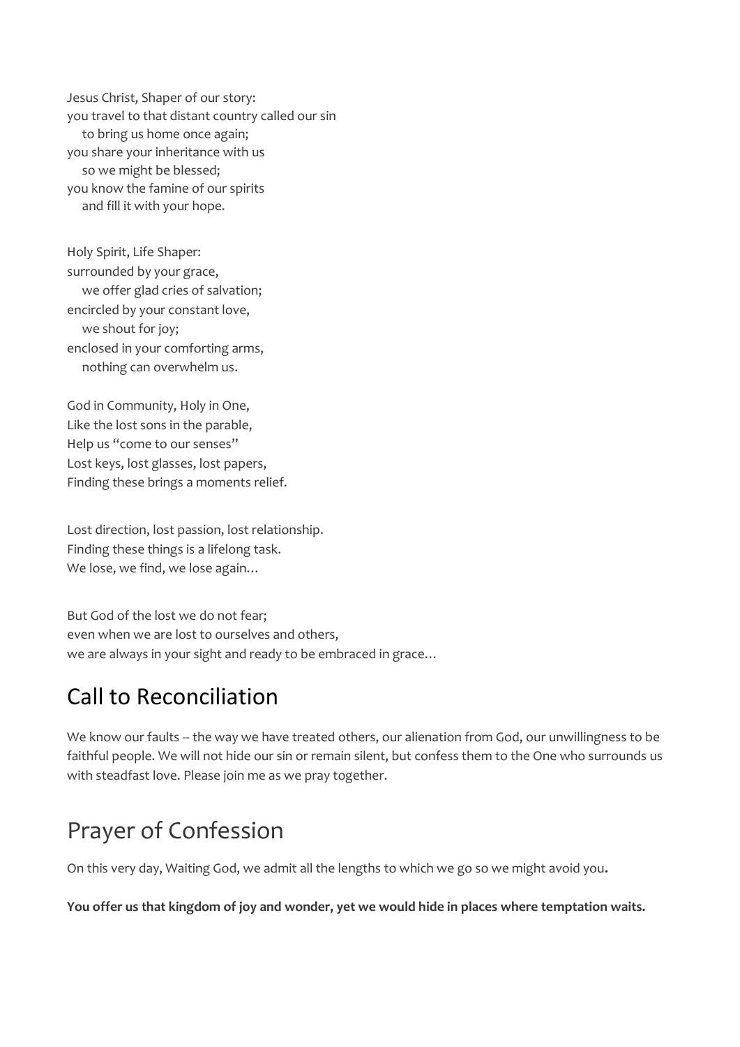Jesus Christ, Shaper of our story:
you travel to that distant country called our sin
to bring us home once again;
you share your inheritance with us
so we might be blessed;
you know the famine of our spirits
and fill it with your hope.

Holy Spirit, Life Shaper:
surrounded by your grace,
we offer glad cries of salvation;
encircled by your constant love,
we shout for joy;
enclosed in your comforting arms,
nothing can overwhelm us.

God in Community, Holy in One,
Like the lost sons in the parable,
Help us "come to our senses"
Lost keys, lost glasses, lost papers,
Finding these brings a moments relief.

Lost direction, lost passion, lost relationship.
Finding these things is a lifelong task.
We lose, we find, we lose again…

But God of the lost we do not fear;
even when we are lost to ourselves and others,
we are always in your sight and ready to be embraced in grace…

## Call to Reconciliation

We know our faults -- the way we have treated others, our alienation from God, our unwillingness to be faithful people. We will not hide our sin or remain silent, but confess them to the One who surrounds us with steadfast love. Please join me as we pray together.

## Prayer of Confession

On this very day, Waiting God, we admit all the lengths to which we go so we might avoid you.

**You offer us that kingdom of joy and wonder, yet we would hide in places where temptation waits.**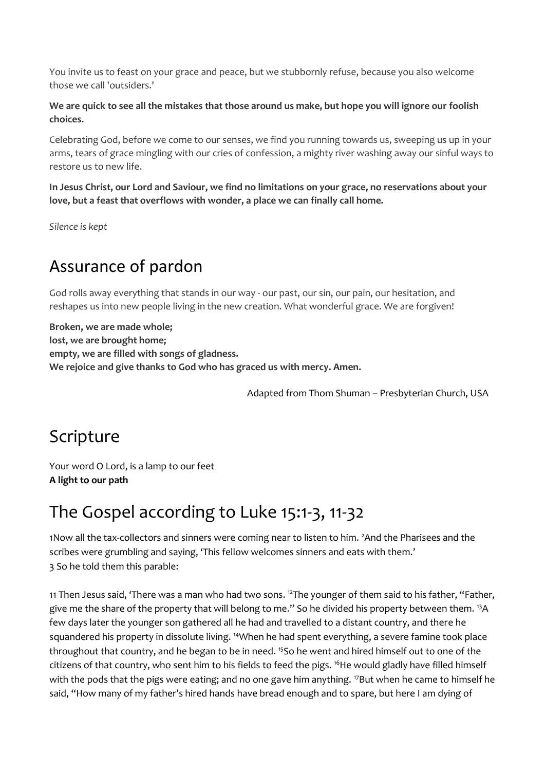You invite us to feast on your grace and peace, but we stubbornly refuse, because you also welcome those we call 'outsiders.'

**We are quick to see all the mistakes that those around us make, but hope you will ignore our foolish choices.**

Celebrating God, before we come to our senses, we find you running towards us, sweeping us up in your arms, tears of grace mingling with our cries of confession, a mighty river washing away our sinful ways to restore us to new life.

**In Jesus Christ, our Lord and Saviour, we find no limitations on your grace, no reservations about your love, but a feast that overflows with wonder, a place we can finally call home.**

*Silence is kept*

## Assurance of pardon

God rolls away everything that stands in our way - our past, our sin, our pain, our hesitation, and reshapes us into new people living in the new creation. What wonderful grace. We are forgiven!

**Broken, we are made whole;**
**lost, we are brought home;**
**empty, we are filled with songs of gladness.**
**We rejoice and give thanks to God who has graced us with mercy. Amen.**

Adapted from Thom Shuman – Presbyterian Church, USA

## Scripture

Your word O Lord, is a lamp to our feet
**A light to our path**

## The Gospel according to Luke 15:1-3, 11-32

1Now all the tax-collectors and sinners were coming near to listen to him. 2And the Pharisees and the scribes were grumbling and saying, 'This fellow welcomes sinners and eats with them.'
3 So he told them this parable:

11 Then Jesus said, 'There was a man who had two sons. 12The younger of them said to his father, "Father, give me the share of the property that will belong to me." So he divided his property between them. 13A few days later the younger son gathered all he had and travelled to a distant country, and there he squandered his property in dissolute living. 14When he had spent everything, a severe famine took place throughout that country, and he began to be in need. 15So he went and hired himself out to one of the citizens of that country, who sent him to his fields to feed the pigs. 16He would gladly have filled himself with the pods that the pigs were eating; and no one gave him anything. 17But when he came to himself he said, "How many of my father's hired hands have bread enough and to spare, but here I am dying of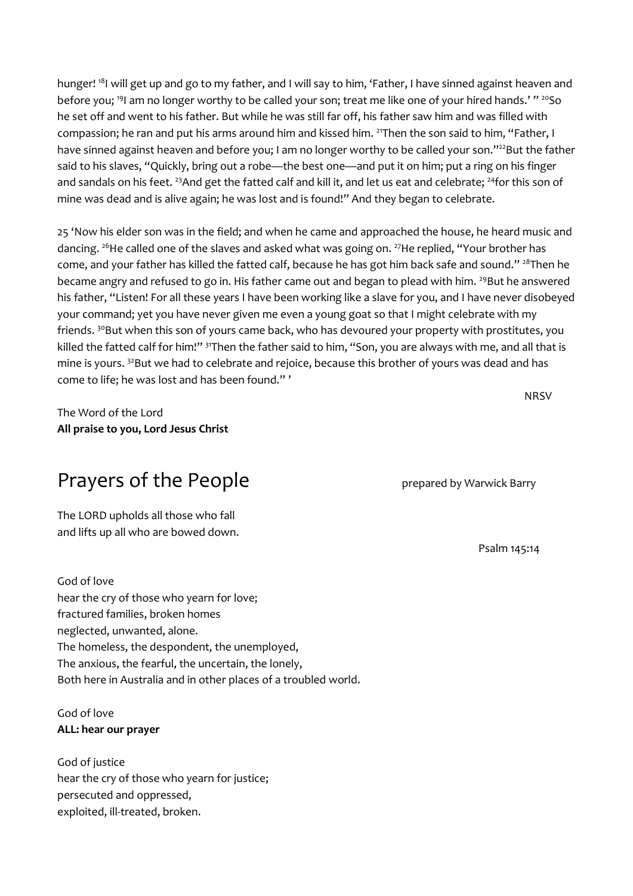hunger! [18]I will get up and go to my father, and I will say to him, 'Father, I have sinned against heaven and before you; [19]I am no longer worthy to be called your son; treat me like one of your hired hands.' " [20]So he set off and went to his father. But while he was still far off, his father saw him and was filled with compassion; he ran and put his arms around him and kissed him. [21]Then the son said to him, "Father, I have sinned against heaven and before you; I am no longer worthy to be called your son."[22]But the father said to his slaves, "Quickly, bring out a robe—the best one—and put it on him; put a ring on his finger and sandals on his feet. [23]And get the fatted calf and kill it, and let us eat and celebrate; [24]for this son of mine was dead and is alive again; he was lost and is found!" And they began to celebrate.

25 'Now his elder son was in the field; and when he came and approached the house, he heard music and dancing. [26]He called one of the slaves and asked what was going on. [27]He replied, "Your brother has come, and your father has killed the fatted calf, because he has got him back safe and sound." [28]Then he became angry and refused to go in. His father came out and began to plead with him. [29]But he answered his father, "Listen! For all these years I have been working like a slave for you, and I have never disobeyed your command; yet you have never given me even a young goat so that I might celebrate with my friends. [30]But when this son of yours came back, who has devoured your property with prostitutes, you killed the fatted calf for him!" [31]Then the father said to him, "Son, you are always with me, and all that is mine is yours. [32]But we had to celebrate and rejoice, because this brother of yours was dead and has come to life; he was lost and has been found." '

NRSV

The Word of the Lord
**All praise to you, Lord Jesus Christ**

# Prayers of the People

prepared by Warwick Barry

The LORD upholds all those who fall
and lifts up all who are bowed down.

Psalm 145:14

God of love
hear the cry of those who yearn for love;
fractured families, broken homes
neglected, unwanted, alone.
The homeless, the despondent, the unemployed,
The anxious, the fearful, the uncertain, the lonely,
Both here in Australia and in other places of a troubled world.

God of love
**ALL: hear our prayer**

God of justice
hear the cry of those who yearn for justice;
persecuted and oppressed,
exploited, ill-treated, broken.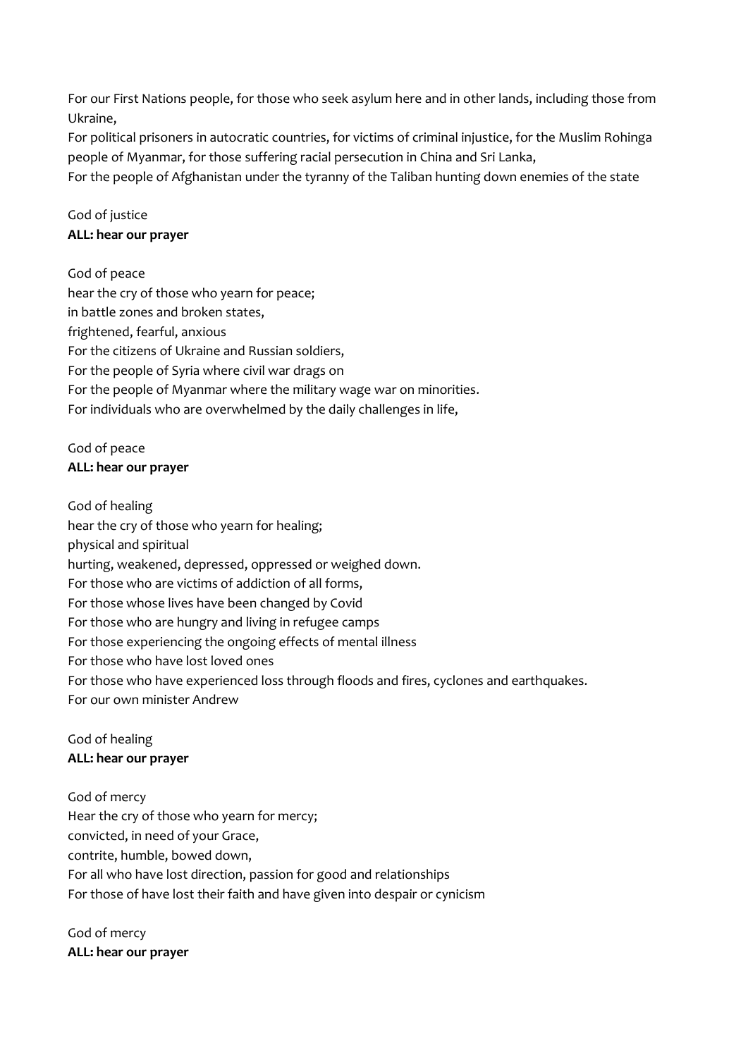For our First Nations people, for those who seek asylum here and in other lands, including those from Ukraine,
For political prisoners in autocratic countries, for victims of criminal injustice, for the Muslim Rohinga people of Myanmar, for those suffering racial persecution in China and Sri Lanka,
For the people of Afghanistan under the tyranny of the Taliban hunting down enemies of the state

God of justice
**ALL: hear our prayer**

God of peace
hear the cry of those who yearn for peace;
in battle zones and broken states,
frightened, fearful, anxious
For the citizens of Ukraine and Russian soldiers,
For the people of Syria where civil war drags on
For the people of Myanmar where the military wage war on minorities.
For individuals who are overwhelmed by the daily challenges in life,

God of peace
**ALL: hear our prayer**

God of healing
hear the cry of those who yearn for healing;
physical and spiritual
hurting, weakened, depressed, oppressed or weighed down.
For those who are victims of addiction of all forms,
For those whose lives have been changed by Covid
For those who are hungry and living in refugee camps
For those experiencing the ongoing effects of mental illness
For those who have lost loved ones
For those who have experienced loss through floods and fires, cyclones and earthquakes.
For our own minister Andrew

God of healing
**ALL: hear our prayer**

God of mercy
Hear the cry of those who yearn for mercy;
convicted, in need of your Grace,
contrite, humble, bowed down,
For all who have lost direction, passion for good and relationships
For those of have lost their faith and have given into despair or cynicism

God of mercy
**ALL: hear our prayer**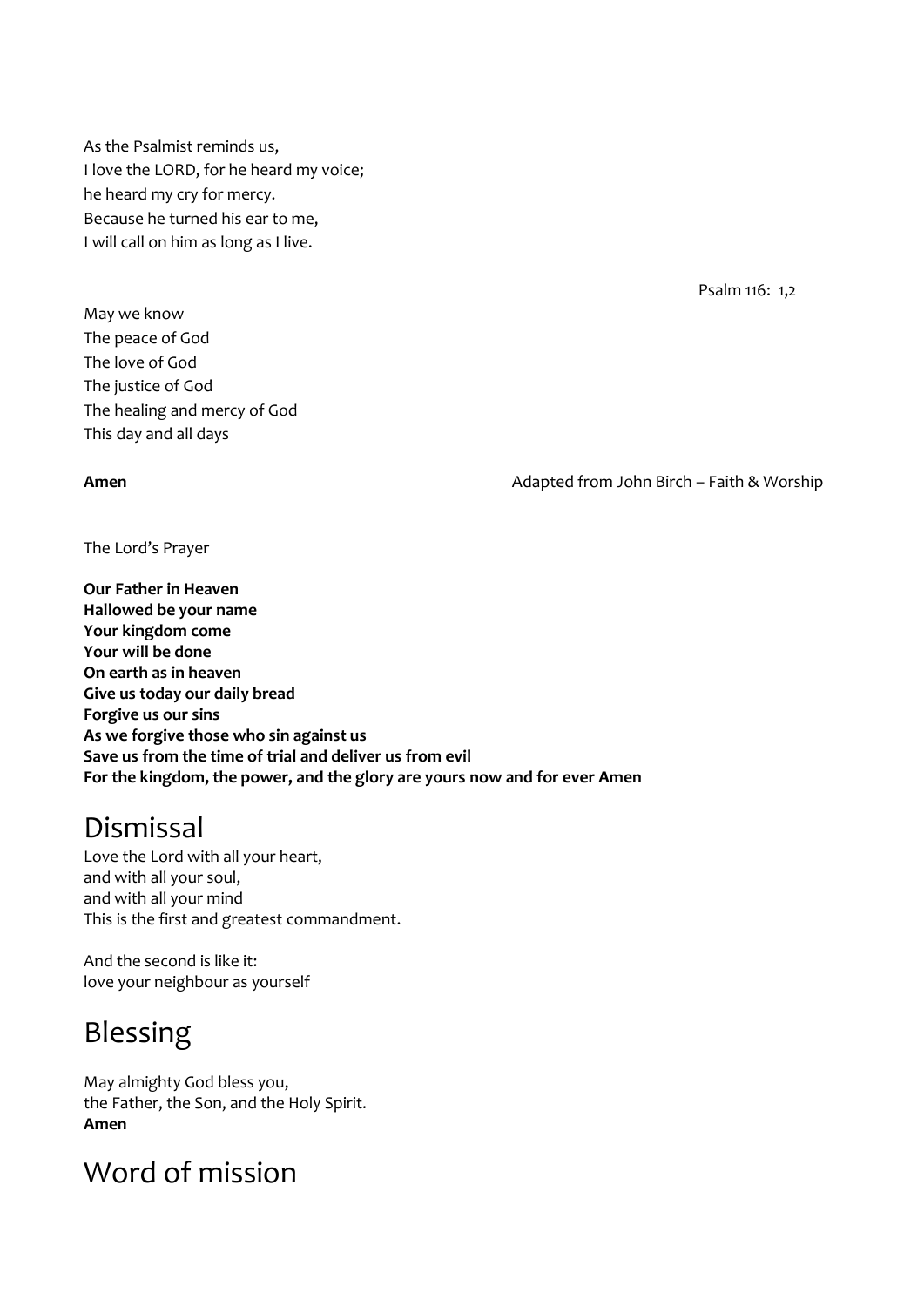As the Psalmist reminds us,
I love the LORD, for he heard my voice;
he heard my cry for mercy.
Because he turned his ear to me,
I will call on him as long as I live.

Psalm 116: 1,2

May we know
The peace of God
The love of God
The justice of God
The healing and mercy of God
This day and all days

**Amen** Adapted from John Birch – Faith & Worship

The Lord's Prayer

**Our Father in Heaven**
**Hallowed be your name**
**Your kingdom come**
**Your will be done**
**On earth as in heaven**
**Give us today our daily bread**
**Forgive us our sins**
**As we forgive those who sin against us**
**Save us from the time of trial and deliver us from evil**
**For the kingdom, the power, and the glory are yours now and for ever Amen**

# Dismissal

Love the Lord with all your heart,
and with all your soul,
and with all your mind
This is the first and greatest commandment.

And the second is like it:
love your neighbour as yourself

# Blessing

May almighty God bless you,
the Father, the Son, and the Holy Spirit.
**Amen**

# Word of mission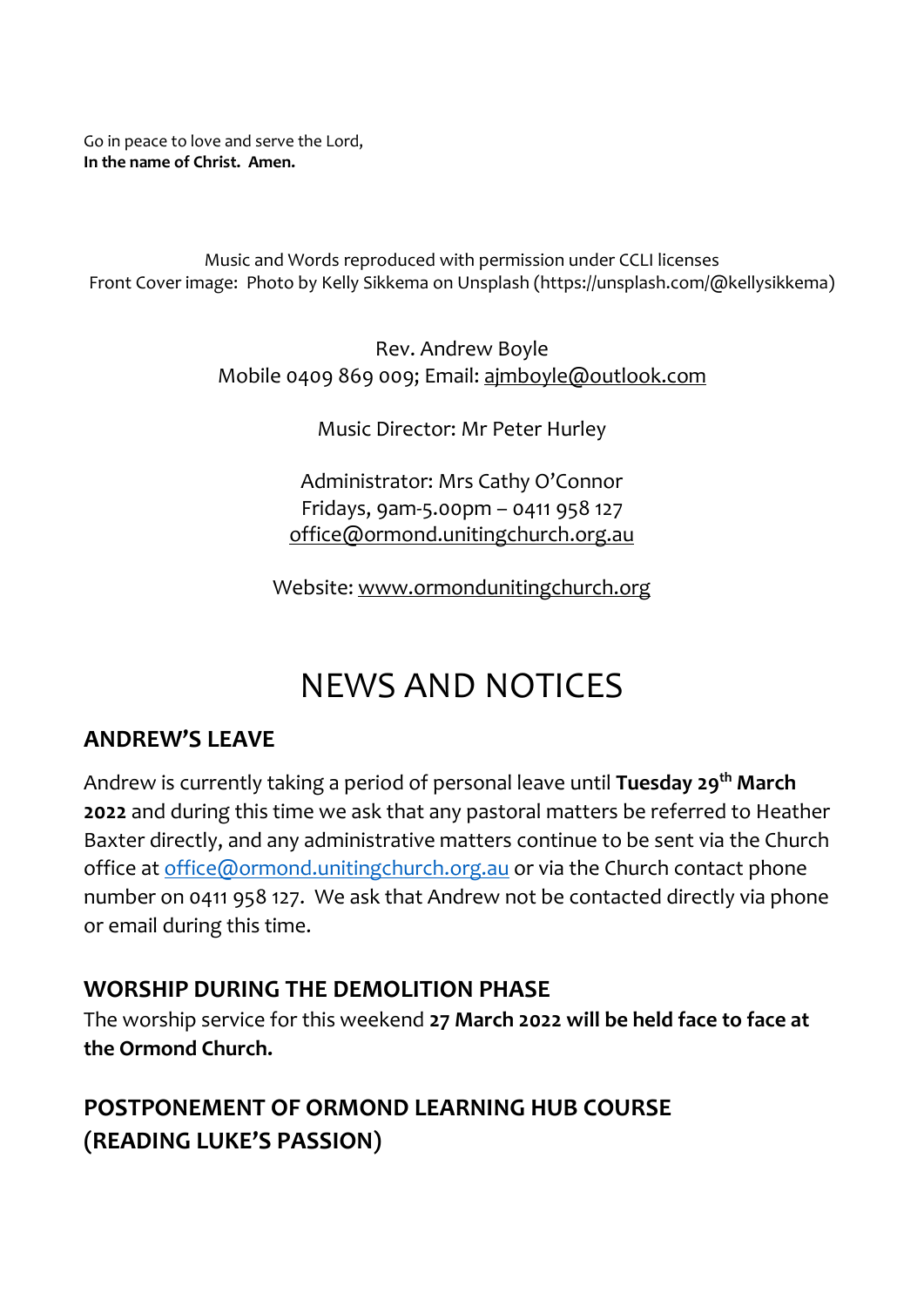Go in peace to love and serve the Lord,
**In the name of Christ. Amen.**

Music and Words reproduced with permission under CCLI licenses
Front Cover image: Photo by Kelly Sikkema on Unsplash (https://unsplash.com/@kellysikkema)

Rev. Andrew Boyle
Mobile 0409 869 009; Email: ajmboyle@outlook.com

Music Director: Mr Peter Hurley

Administrator: Mrs Cathy O'Connor
Fridays, 9am-5.00pm – 0411 958 127
office@ormond.unitingchurch.org.au

Website: www.ormondunitingchurch.org

# NEWS AND NOTICES

## ANDREW'S LEAVE

Andrew is currently taking a period of personal leave until **Tuesday 29th March 2022** and during this time we ask that any pastoral matters be referred to Heather Baxter directly, and any administrative matters continue to be sent via the Church office at office@ormond.unitingchurch.org.au or via the Church contact phone number on 0411 958 127. We ask that Andrew not be contacted directly via phone or email during this time.

## WORSHIP DURING THE DEMOLITION PHASE

The worship service for this weekend **27 March 2022 will be held face to face at the Ormond Church.**

## POSTPONEMENT OF ORMOND LEARNING HUB COURSE (READING LUKE'S PASSION)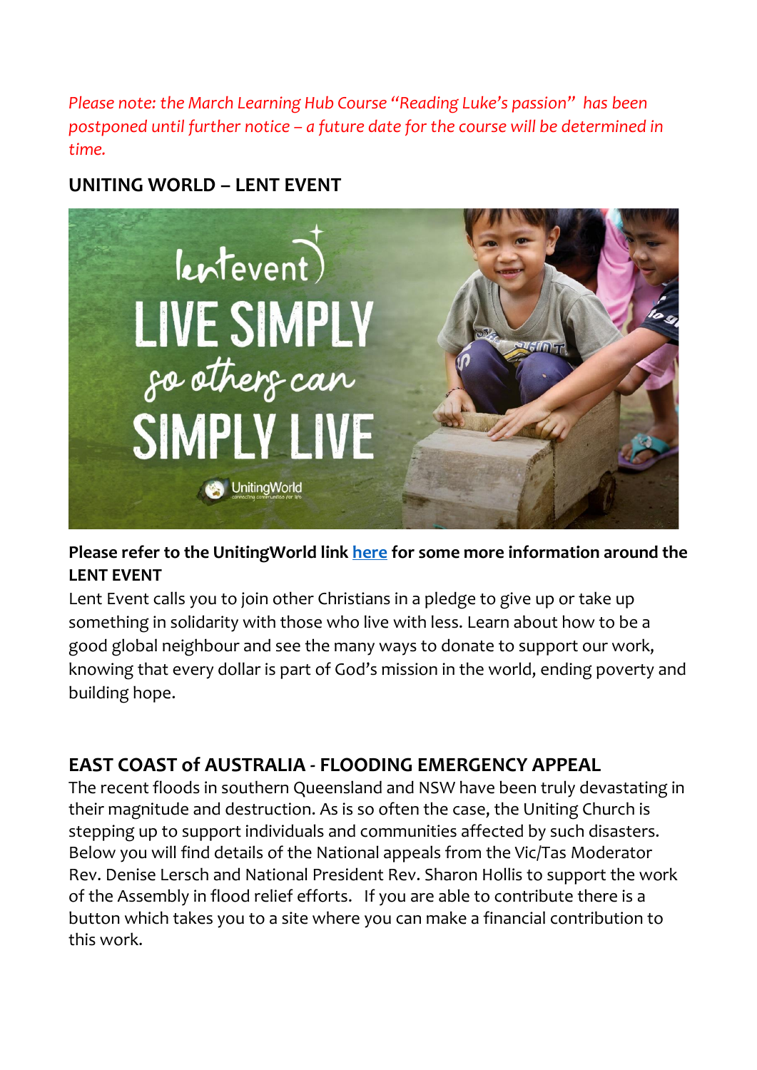*Please note: the March Learning Hub Course "Reading Luke's passion" has been postponed until further notice – a future date for the course will be determined in time.*

## UNITING WORLD – LENT EVENT

**Please refer to the UnitingWorld link [here](#) for some more information around the LENT EVENT**

Lent Event calls you to join other Christians in a pledge to give up or take up something in solidarity with those who live with less. Learn about how to be a good global neighbour and see the many ways to donate to support our work, knowing that every dollar is part of God's mission in the world, ending poverty and building hope.

## EAST COAST of AUSTRALIA - FLOODING EMERGENCY APPEAL

The recent floods in southern Queensland and NSW have been truly devastating in their magnitude and destruction. As is so often the case, the Uniting Church is stepping up to support individuals and communities affected by such disasters. Below you will find details of the National appeals from the Vic/Tas Moderator Rev. Denise Lersch and National President Rev. Sharon Hollis to support the work of the Assembly in flood relief efforts. If you are able to contribute there is a button which takes you to a site where you can make a financial contribution to this work.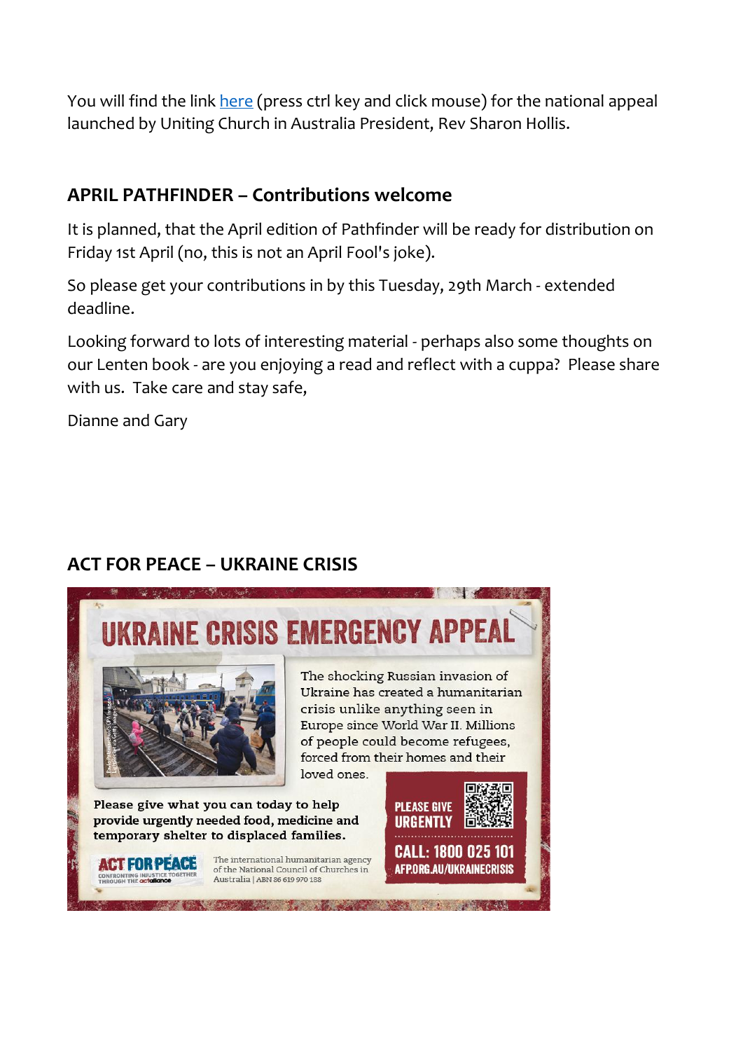You will find the link [here](here) (press ctrl key and click mouse) for the national appeal launched by Uniting Church in Australia President, Rev Sharon Hollis.

## APRIL PATHFINDER – Contributions welcome

It is planned, that the April edition of Pathfinder will be ready for distribution on Friday 1st April (no, this is not an April Fool's joke).

So please get your contributions in by this Tuesday, 29th March - extended deadline.

Looking forward to lots of interesting material - perhaps also some thoughts on our Lenten book - are you enjoying a read and reflect with a cuppa? Please share with us. Take care and stay safe,

Dianne and Gary

## ACT FOR PEACE – UKRAINE CRISIS

UKRAINE CRISIS EMERGENCY APPEAL

The shocking Russian invasion of Ukraine has created a humanitarian crisis unlike anything seen in Europe since World War II. Millions of people could become refugees, forced from their homes and their loved ones.

Please give what you can today to help provide urgently needed food, medicine and temporary shelter to displaced families.

ACT FOR PEACE
CONFRONTING INJUSTICE TOGETHER THROUGH THE actalliance

The international humanitarian agency of the National Council of Churches in Australia | ABN 86 619 970 188

PLEASE GIVE URGENTLY

CALL: 1800 025 101
AFP.ORG.AU/UKRAINECRISIS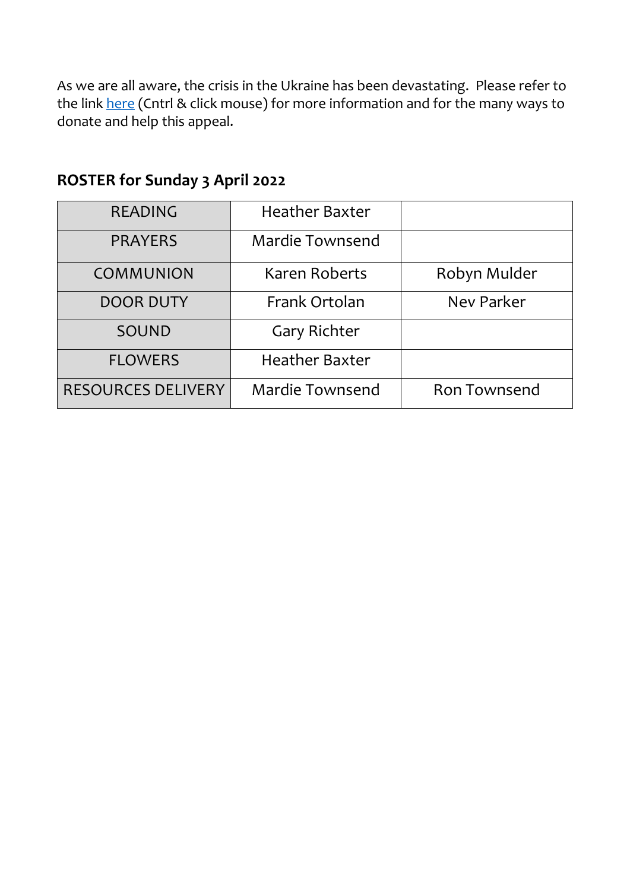As we are all aware, the crisis in the Ukraine has been devastating. Please refer to the link here (Cntrl & click mouse) for more information and for the many ways to donate and help this appeal.

## ROSTER for Sunday 3 April 2022

| | | |
|---|---|---|
| READING | Heather Baxter | |
| PRAYERS | Mardie Townsend | |
| COMMUNION | Karen Roberts | Robyn Mulder |
| DOOR DUTY | Frank Ortolan | Nev Parker |
| SOUND | Gary Richter | |
| FLOWERS | Heather Baxter | |
| RESOURCES DELIVERY | Mardie Townsend | Ron Townsend |